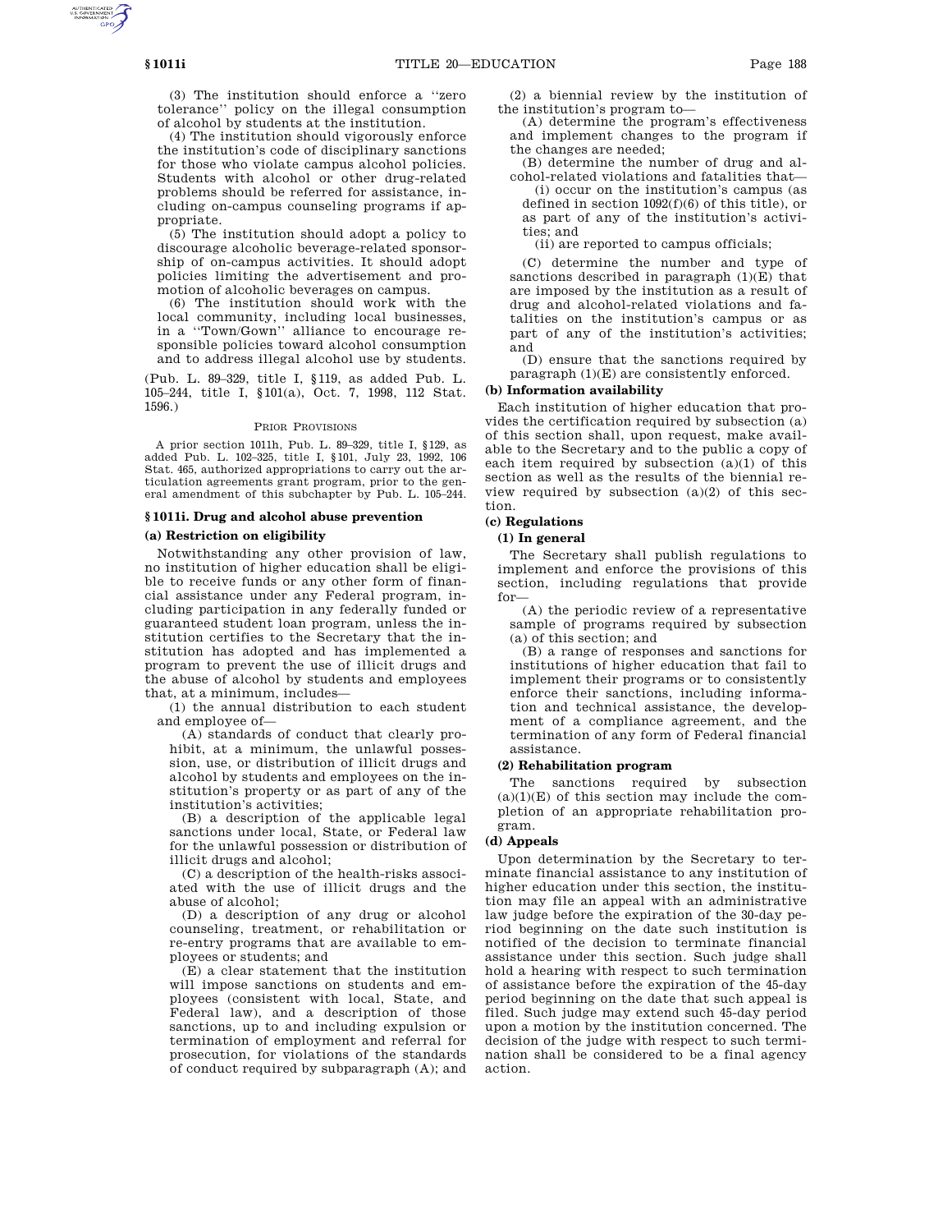(3) The institution should enforce a ''zero tolerance'' policy on the illegal consumption of alcohol by students at the institution.

(4) The institution should vigorously enforce the institution's code of disciplinary sanctions for those who violate campus alcohol policies. Students with alcohol or other drug-related problems should be referred for assistance, including on-campus counseling programs if appropriate.

(5) The institution should adopt a policy to discourage alcoholic beverage-related sponsorship of on-campus activities. It should adopt policies limiting the advertisement and promotion of alcoholic beverages on campus.

(6) The institution should work with the local community, including local businesses, in a ''Town/Gown'' alliance to encourage responsible policies toward alcohol consumption and to address illegal alcohol use by students.

(Pub. L. 89–329, title I, §119, as added Pub. L. 105–244, title I, §101(a), Oct. 7, 1998, 112 Stat. 1596.)

PRIOR PROVISIONS

A prior section 1011h, Pub. L. 89–329, title I, §129, as added Pub. L. 102–325, title I, §101, July 23, 1992, 106 Stat. 465, authorized appropriations to carry out the articulation agreements grant program, prior to the general amendment of this subchapter by Pub. L. 105–244.

## §1011i. Drug and alcohol abuse prevention

### (a) Restriction on eligibility

Notwithstanding any other provision of law, no institution of higher education shall be eligible to receive funds or any other form of financial assistance under any Federal program, including participation in any federally funded or guaranteed student loan program, unless the institution certifies to the Secretary that the institution has adopted and has implemented a program to prevent the use of illicit drugs and the abuse of alcohol by students and employees that, at a minimum, includes—

(1) the annual distribution to each student and employee of—

(A) standards of conduct that clearly prohibit, at a minimum, the unlawful possession, use, or distribution of illicit drugs and alcohol by students and employees on the institution's property or as part of any of the institution's activities;

(B) a description of the applicable legal sanctions under local, State, or Federal law for the unlawful possession or distribution of illicit drugs and alcohol;

(C) a description of the health-risks associated with the use of illicit drugs and the abuse of alcohol;

(D) a description of any drug or alcohol counseling, treatment, or rehabilitation or re-entry programs that are available to employees or students; and

(E) a clear statement that the institution will impose sanctions on students and employees (consistent with local, State, and Federal law), and a description of those sanctions, up to and including expulsion or termination of employment and referral for prosecution, for violations of the standards of conduct required by subparagraph (A); and

(2) a biennial review by the institution of the institution's program to—

(A) determine the program's effectiveness and implement changes to the program if the changes are needed;

(B) determine the number of drug and alcohol-related violations and fatalities that—

(i) occur on the institution's campus (as defined in section 1092(f)(6) of this title), or as part of any of the institution's activities; and

(ii) are reported to campus officials;

(C) determine the number and type of sanctions described in paragraph (1)(E) that are imposed by the institution as a result of drug and alcohol-related violations and fatalities on the institution's campus or as part of any of the institution's activities; and

(D) ensure that the sanctions required by paragraph (1)(E) are consistently enforced.

### (b) Information availability

Each institution of higher education that provides the certification required by subsection (a) of this section shall, upon request, make available to the Secretary and to the public a copy of each item required by subsection (a)(1) of this section as well as the results of the biennial review required by subsection (a)(2) of this section.

### (c) Regulations

#### (1) In general

The Secretary shall publish regulations to implement and enforce the provisions of this section, including regulations that provide for—

(A) the periodic review of a representative sample of programs required by subsection (a) of this section; and

(B) a range of responses and sanctions for institutions of higher education that fail to implement their programs or to consistently enforce their sanctions, including information and technical assistance, the development of a compliance agreement, and the termination of any form of Federal financial assistance.

#### (2) Rehabilitation program

The sanctions required by subsection (a)(1)(E) of this section may include the completion of an appropriate rehabilitation program.

### (d) Appeals

Upon determination by the Secretary to terminate financial assistance to any institution of higher education under this section, the institution may file an appeal with an administrative law judge before the expiration of the 30-day period beginning on the date such institution is notified of the decision to terminate financial assistance under this section. Such judge shall hold a hearing with respect to such termination of assistance before the expiration of the 45-day period beginning on the date that such appeal is filed. Such judge may extend such 45-day period upon a motion by the institution concerned. The decision of the judge with respect to such termination shall be considered to be a final agency action.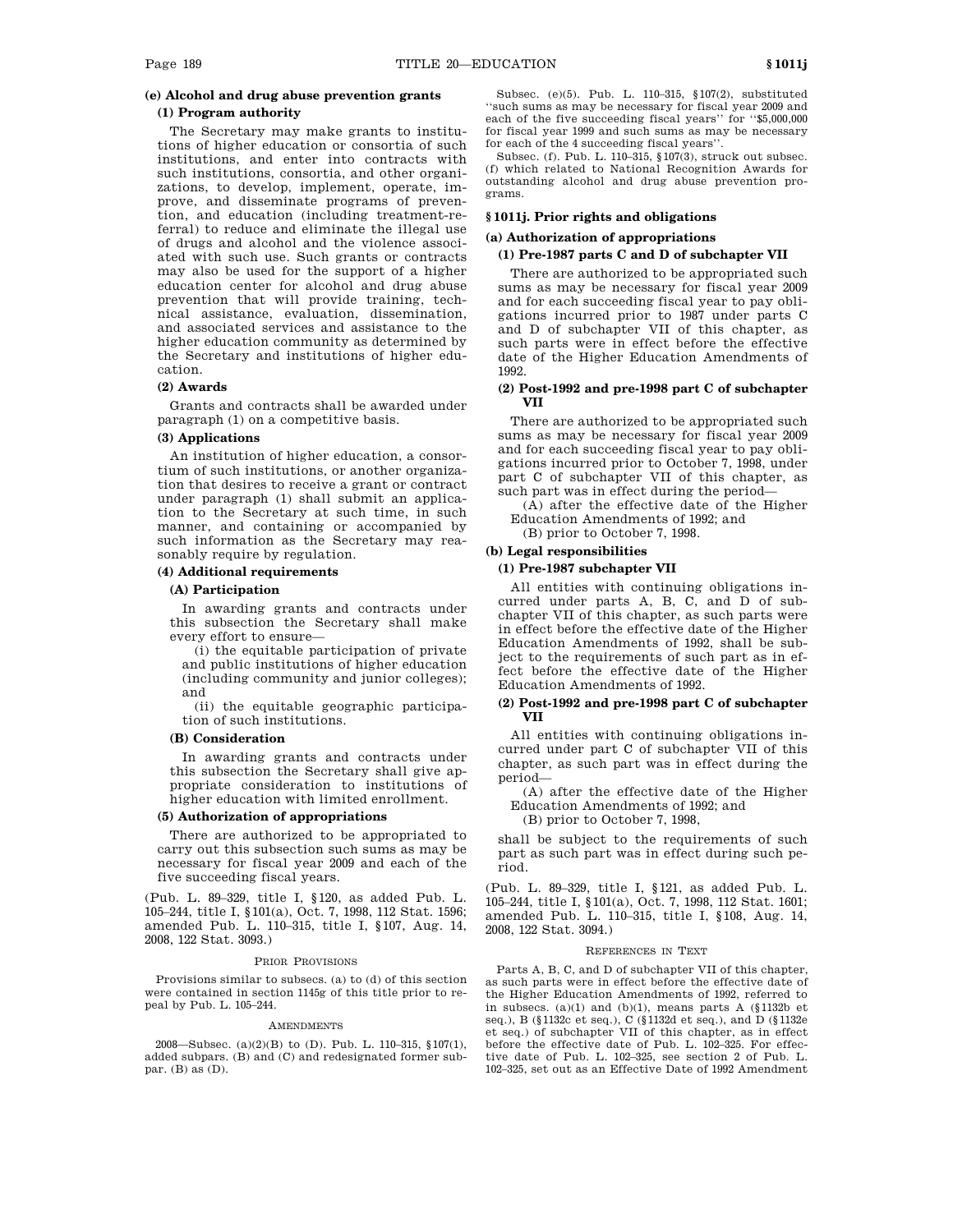### (e) Alcohol and drug abuse prevention grants

#### (1) Program authority

The Secretary may make grants to institutions of higher education or consortia of such institutions, and enter into contracts with such institutions, consortia, and other organizations, to develop, implement, operate, improve, and disseminate programs of prevention, and education (including treatment-referral) to reduce and eliminate the illegal use of drugs and alcohol and the violence associated with such use. Such grants or contracts may also be used for the support of a higher education center for alcohol and drug abuse prevention that will provide training, technical assistance, evaluation, dissemination, and associated services and assistance to the higher education community as determined by the Secretary and institutions of higher education.

#### (2) Awards

Grants and contracts shall be awarded under paragraph (1) on a competitive basis.

#### (3) Applications

An institution of higher education, a consortium of such institutions, or another organization that desires to receive a grant or contract under paragraph (1) shall submit an application to the Secretary at such time, in such manner, and containing or accompanied by such information as the Secretary may reasonably require by regulation.

#### (4) Additional requirements

##### (A) Participation

In awarding grants and contracts under this subsection the Secretary shall make every effort to ensure—

(i) the equitable participation of private and public institutions of higher education (including community and junior colleges); and

(ii) the equitable geographic participation of such institutions.

##### (B) Consideration

In awarding grants and contracts under this subsection the Secretary shall give appropriate consideration to institutions of higher education with limited enrollment.

#### (5) Authorization of appropriations

There are authorized to be appropriated to carry out this subsection such sums as may be necessary for fiscal year 2009 and each of the five succeeding fiscal years.

(Pub. L. 89–329, title I, §120, as added Pub. L. 105–244, title I, §101(a), Oct. 7, 1998, 112 Stat. 1596; amended Pub. L. 110–315, title I, §107, Aug. 14, 2008, 122 Stat. 3093.)

PRIOR PROVISIONS

Provisions similar to subsecs. (a) to (d) of this section were contained in section 1145g of this title prior to repeal by Pub. L. 105–244.

AMENDMENTS

2008—Subsec. (a)(2)(B) to (D). Pub. L. 110–315, §107(1), added subpars. (B) and (C) and redesignated former subpar. (B) as (D).

Subsec. (e)(5). Pub. L. 110–315, §107(2), substituted "such sums as may be necessary for fiscal year 2009 and each of the five succeeding fiscal years" for "$5,000,000 for fiscal year 1999 and such sums as may be necessary for each of the 4 succeeding fiscal years".

Subsec. (f). Pub. L. 110–315, §107(3), struck out subsec. (f) which related to National Recognition Awards for outstanding alcohol and drug abuse prevention programs.

## §1011j. Prior rights and obligations

### (a) Authorization of appropriations

#### (1) Pre-1987 parts C and D of subchapter VII

There are authorized to be appropriated such sums as may be necessary for fiscal year 2009 and for each succeeding fiscal year to pay obligations incurred prior to 1987 under parts C and D of subchapter VII of this chapter, as such parts were in effect before the effective date of the Higher Education Amendments of 1992.

#### (2) Post-1992 and pre-1998 part C of subchapter VII

There are authorized to be appropriated such sums as may be necessary for fiscal year 2009 and for each succeeding fiscal year to pay obligations incurred prior to October 7, 1998, under part C of subchapter VII of this chapter, as such part was in effect during the period—

(A) after the effective date of the Higher Education Amendments of 1992; and

(B) prior to October 7, 1998.

### (b) Legal responsibilities

#### (1) Pre-1987 subchapter VII

All entities with continuing obligations incurred under parts A, B, C, and D of subchapter VII of this chapter, as such parts were in effect before the effective date of the Higher Education Amendments of 1992, shall be subject to the requirements of such part as in effect before the effective date of the Higher Education Amendments of 1992.

#### (2) Post-1992 and pre-1998 part C of subchapter VII

All entities with continuing obligations incurred under part C of subchapter VII of this chapter, as such part was in effect during the period—

(A) after the effective date of the Higher Education Amendments of 1992; and

(B) prior to October 7, 1998,

shall be subject to the requirements of such part as such part was in effect during such period.

(Pub. L. 89–329, title I, §121, as added Pub. L. 105–244, title I, §101(a), Oct. 7, 1998, 112 Stat. 1601; amended Pub. L. 110–315, title I, §108, Aug. 14, 2008, 122 Stat. 3094.)

REFERENCES IN TEXT

Parts A, B, C, and D of subchapter VII of this chapter, as such parts were in effect before the effective date of the Higher Education Amendments of 1992, referred to in subsecs. (a)(1) and (b)(1), means parts A (§1132b et seq.), B (§1132c et seq.), C (§1132d et seq.), and D (§1132e et seq.) of subchapter VII of this chapter, as in effect before the effective date of Pub. L. 102–325. For effective date of Pub. L. 102–325, see section 2 of Pub. L. 102–325, set out as an Effective Date of 1992 Amendment